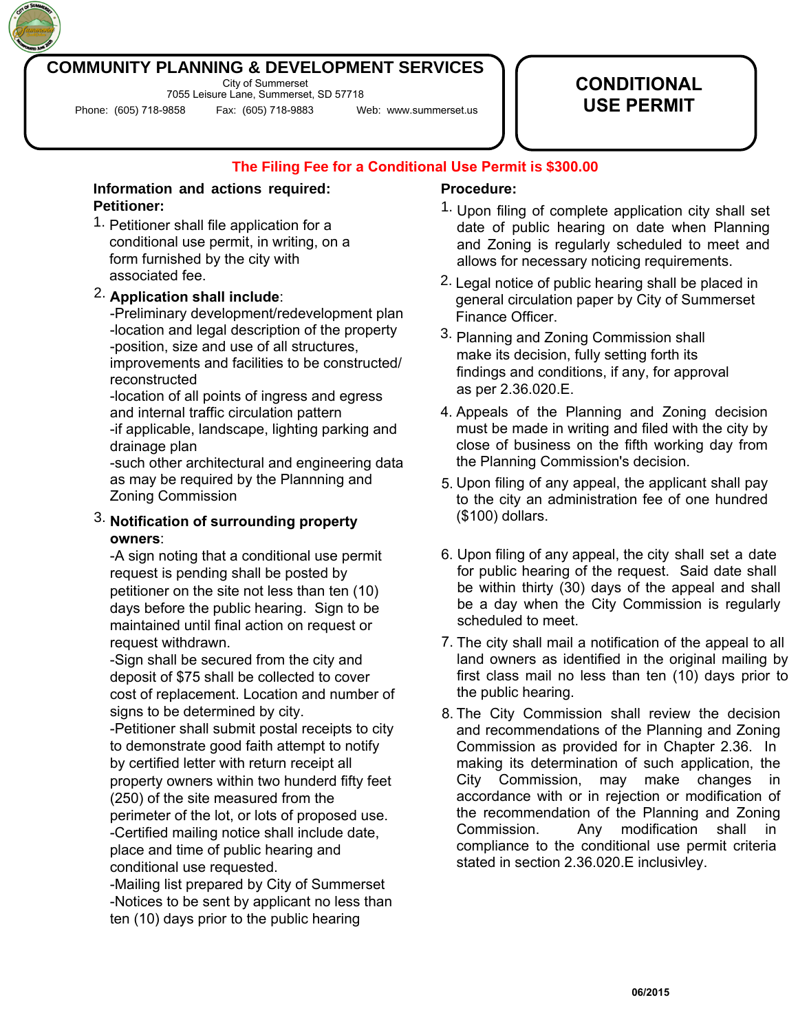# COMMUNITY PLANNING & DEVELOPMENT SERVICES

City of Summerset
7055 Leisure Lane, Summerset, SD 57718

Phone: (605) 718-9858 Fax: (605) 718-9883 Web: www.summerset.us

# CONDITIONAL USE PERMIT

**The Filing Fee for a Conditional Use Permit is $300.00**

**Information and actions required:**
**Petitioner:**

1. Petitioner shall file application for a conditional use permit, in writing, on a form furnished by the city with associated fee.
2. **Application shall include**:
   -Preliminary development/redevelopment plan
   -location and legal description of the property
   -position, size and use of all structures, improvements and facilities to be constructed/ reconstructed
   -location of all points of ingress and egress and internal traffic circulation pattern
   -if applicable, landscape, lighting parking and drainage plan
   -such other architectural and engineering data as may be required by the Plannning and Zoning Commission
3. **Notification of surrounding property owners**:
   -A sign noting that a conditional use permit request is pending shall be posted by petitioner on the site not less than ten (10) days before the public hearing. Sign to be maintained until final action on request or request withdrawn.
   -Sign shall be secured from the city and deposit of $75 shall be collected to cover cost of replacement. Location and number of signs to be determined by city.
   -Petitioner shall submit postal receipts to city to demonstrate good faith attempt to notify by certified letter with return receipt all property owners within two hunderd fifty feet (250) of the site measured from the perimeter of the lot, or lots of proposed use.
   -Certified mailing notice shall include date, place and time of public hearing and conditional use requested.
   -Mailing list prepared by City of Summerset
   -Notices to be sent by applicant no less than ten (10) days prior to the public hearing

**Procedure:**

1. Upon filing of complete application city shall set date of public hearing on date when Planning and Zoning is regularly scheduled to meet and allows for necessary noticing requirements.
2. Legal notice of public hearing shall be placed in general circulation paper by City of Summerset Finance Officer.
3. Planning and Zoning Commission shall make its decision, fully setting forth its findings and conditions, if any, for approval as per 2.36.020.E.
4. Appeals of the Planning and Zoning decision must be made in writing and filed with the city by close of business on the fifth working day from the Planning Commission's decision.
5. Upon filing of any appeal, the applicant shall pay to the city an administration fee of one hundred ($100) dollars.
6. Upon filing of any appeal, the city shall set a date for public hearing of the request. Said date shall be within thirty (30) days of the appeal and shall be a day when the City Commission is regularly scheduled to meet.
7. The city shall mail a notification of the appeal to all land owners as identified in the original mailing by first class mail no less than ten (10) days prior to the public hearing.
8. The City Commission shall review the decision and recommendations of the Planning and Zoning Commission as provided for in Chapter 2.36. In making its determination of such application, the City Commission, may make changes in accordance with or in rejection or modification of the recommendation of the Planning and Zoning Commission. Any modification shall in compliance to the conditional use permit criteria stated in section 2.36.020.E inclusivley.

06/2015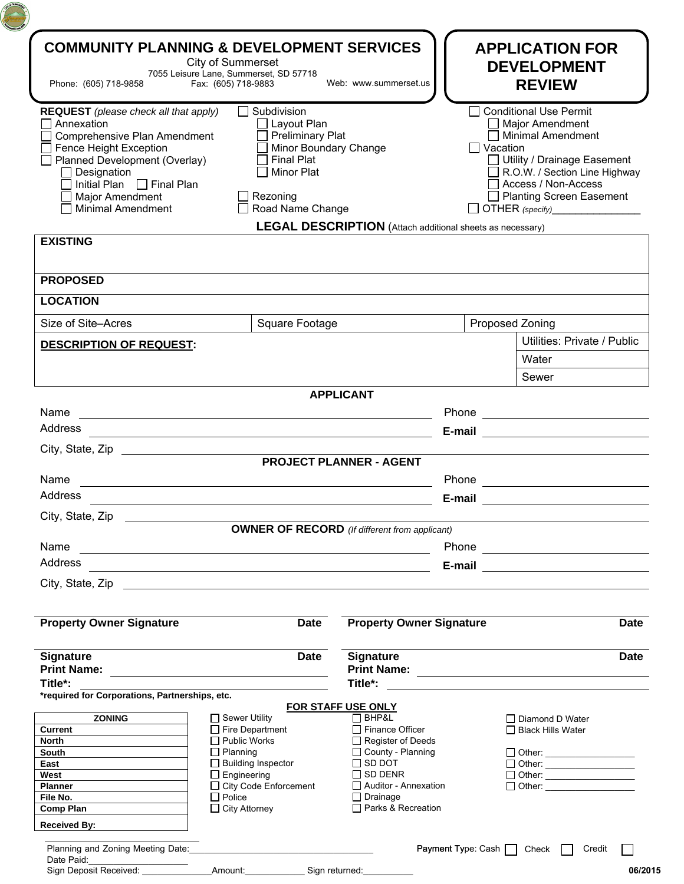# COMMUNITY PLANNING & DEVELOPMENT SERVICES

City of Summerset
7055 Leisure Lane, Summerset, SD 57718
Phone: (605) 718-9858 Fax: (605) 718-9883 Web: www.summerset.us

# APPLICATION FOR DEVELOPMENT REVIEW

**REQUEST** *(please check all that apply)*

- ☐ Annexation
- ☐ Comprehensive Plan Amendment
- ☐ Fence Height Exception
- ☐ Planned Development (Overlay)
  - ☐ Designation
  - ☐ Initial Plan ☐ Final Plan
  - ☐ Major Amendment
  - ☐ Minimal Amendment
- ☐ Subdivision
  - ☐ Layout Plan
  - ☐ Preliminary Plat
  - ☐ Minor Boundary Change
  - ☐ Final Plat
  - ☐ Minor Plat
- ☐ Rezoning
- ☐ Road Name Change
- ☐ Conditional Use Permit
  - ☐ Major Amendment
  - ☐ Minimal Amendment
- ☐ Vacation
  - ☐ Utility / Drainage Easement
  - ☐ R.O.W. / Section Line Highway
  - ☐ Access / Non-Access
  - ☐ Planting Screen Easement
- ☐ OTHER *(specify)*________________

**LEGAL DESCRIPTION** (Attach additional sheets as necessary)

| | | | |
|---|---|---|---|
| **EXISTING** | | | |
| **PROPOSED** | | | |
| **LOCATION** | | | |
| Size of Site–Acres | Square Footage | Proposed Zoning | |
| **DESCRIPTION OF REQUEST:** | | | Utilities: Private / Public |
| | | | Water |
| | | | Sewer |

## APPLICANT

Name ______________________ Phone ______________________
Address ______________________ **E-mail** ______________________
City, State, Zip ______________________

## PROJECT PLANNER - AGENT

Name ______________________ Phone ______________________
Address ______________________ **E-mail** ______________________
City, State, Zip ______________________

## OWNER OF RECORD *(If different from applicant)*

Name ______________________ Phone ______________________
Address ______________________ **E-mail** ______________________
City, State, Zip ______________________

**Property Owner Signature** **Date** **Property Owner Signature** **Date**

**Signature** **Date** **Signature** **Date**
**Print Name:** ______________ **Print Name:** ______________
**Title\*:** ______________ **Title\*:** ______________

**\*required for Corporations, Partnerships, etc.**

**FOR STAFF USE ONLY**

| **ZONING** | |
|---|---|
| **Current** | |
| **North** | |
| **South** | |
| **East** | |
| **West** | |
| **Planner** | |
| **File No.** | |
| **Comp Plan** | |
| **Received By:** | |

- ☐ Sewer Utility
- ☐ Fire Department
- ☐ Public Works
- ☐ Planning
- ☐ Building Inspector
- ☐ Engineering
- ☐ City Code Enforcement
- ☐ Police
- ☐ City Attorney
- ☐ BHP&L
- ☐ Finance Officer
- ☐ Register of Deeds
- ☐ County - Planning
- ☐ SD DOT
- ☐ SD DENR
- ☐ Auditor - Annexation
- ☐ Drainage
- ☐ Parks & Recreation
- ☐ Diamond D Water
- ☐ Black Hills Water
- ☐ Other: ________________
- ☐ Other: ________________
- ☐ Other: ________________
- ☐ Other: ________________

Planning and Zoning Meeting Date:__________________________ Payment Type: Cash ☐ Check ☐ Credit ☐
Date Paid:__________________
Sign Deposit Received: ______________Amount:____________ Sign returned:__________

06/2015